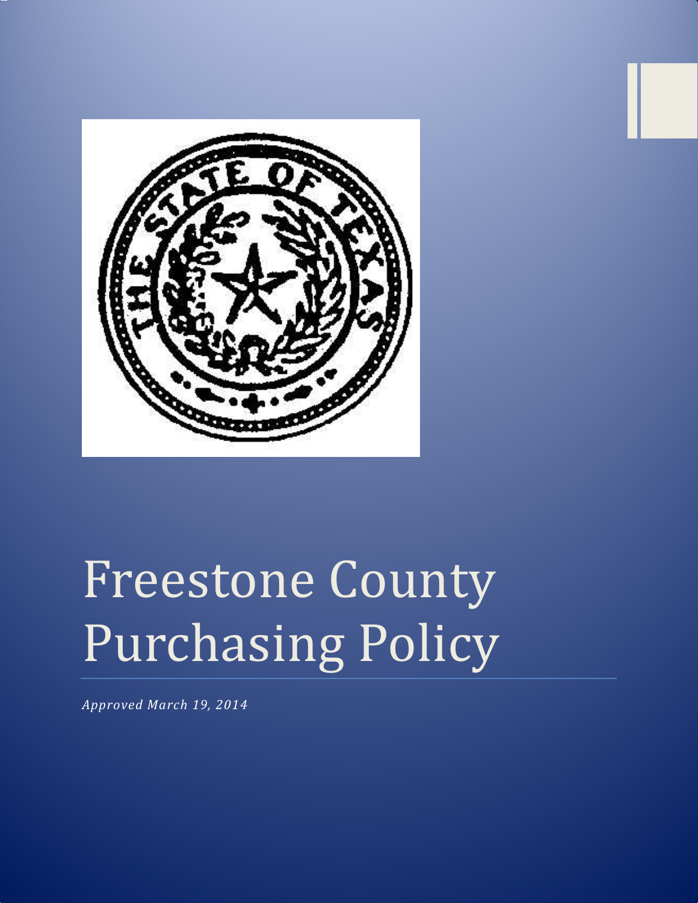# Freestone County Purchasing Policy

*Approved March 19, 2014*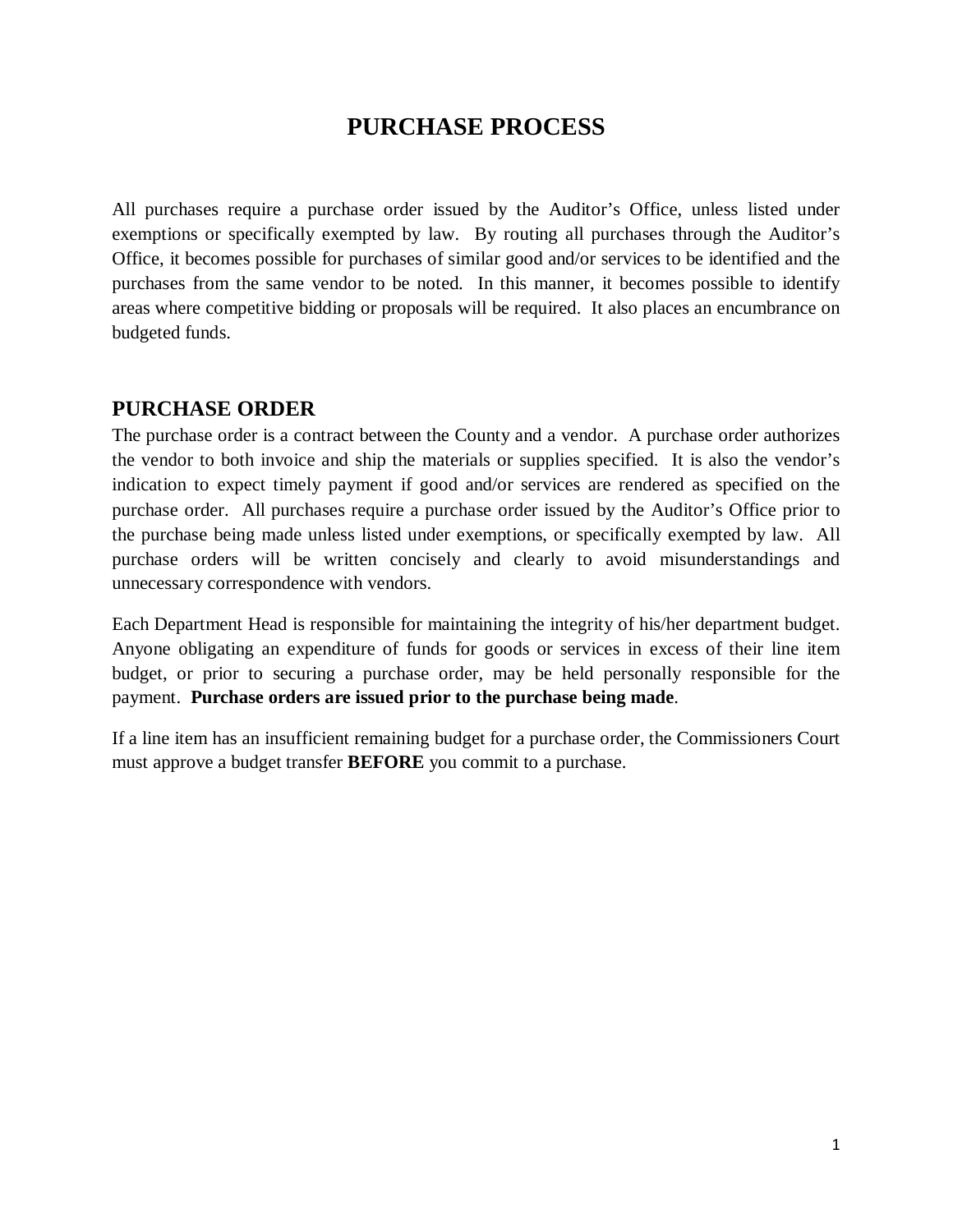# PURCHASE PROCESS

All purchases require a purchase order issued by the Auditor's Office, unless listed under exemptions or specifically exempted by law. By routing all purchases through the Auditor's Office, it becomes possible for purchases of similar good and/or services to be identified and the purchases from the same vendor to be noted. In this manner, it becomes possible to identify areas where competitive bidding or proposals will be required. It also places an encumbrance on budgeted funds.

## PURCHASE ORDER

The purchase order is a contract between the County and a vendor. A purchase order authorizes the vendor to both invoice and ship the materials or supplies specified. It is also the vendor's indication to expect timely payment if good and/or services are rendered as specified on the purchase order. All purchases require a purchase order issued by the Auditor's Office prior to the purchase being made unless listed under exemptions, or specifically exempted by law. All purchase orders will be written concisely and clearly to avoid misunderstandings and unnecessary correspondence with vendors.

Each Department Head is responsible for maintaining the integrity of his/her department budget. Anyone obligating an expenditure of funds for goods or services in excess of their line item budget, or prior to securing a purchase order, may be held personally responsible for the payment. **Purchase orders are issued prior to the purchase being made**.

If a line item has an insufficient remaining budget for a purchase order, the Commissioners Court must approve a budget transfer **BEFORE** you commit to a purchase.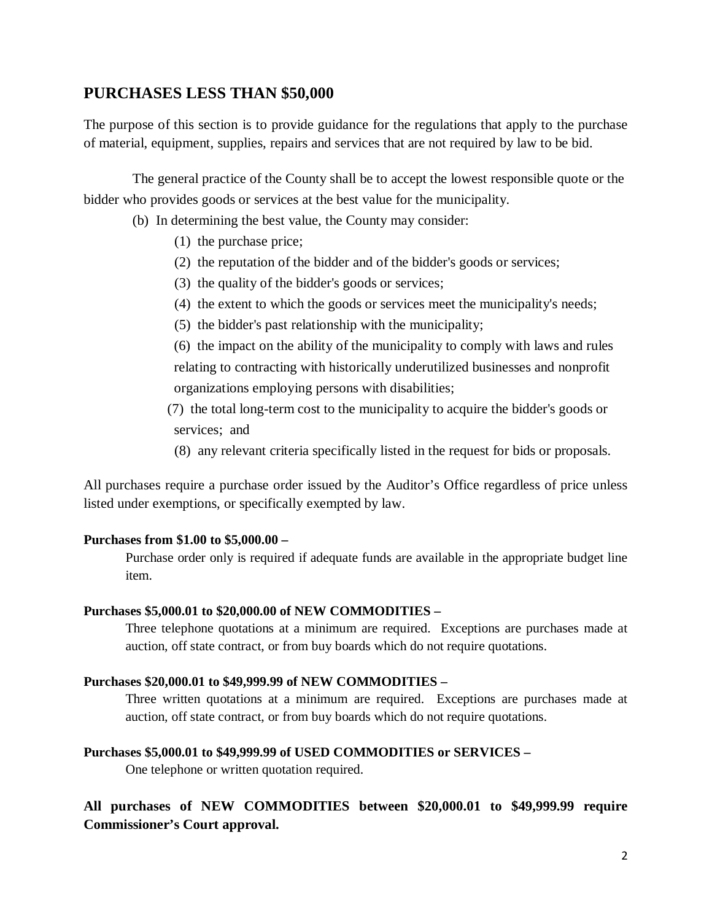## PURCHASES LESS THAN $50,000

The purpose of this section is to provide guidance for the regulations that apply to the purchase of material, equipment, supplies, repairs and services that are not required by law to be bid.

The general practice of the County shall be to accept the lowest responsible quote or the bidder who provides goods or services at the best value for the municipality.

(b) In determining the best value, the County may consider:

(1) the purchase price;

(2) the reputation of the bidder and of the bidder's goods or services;

(3) the quality of the bidder's goods or services;

(4) the extent to which the goods or services meet the municipality's needs;

(5) the bidder's past relationship with the municipality;

(6) the impact on the ability of the municipality to comply with laws and rules relating to contracting with historically underutilized businesses and nonprofit organizations employing persons with disabilities;

(7) the total long-term cost to the municipality to acquire the bidder's goods or services; and

(8) any relevant criteria specifically listed in the request for bids or proposals.

All purchases require a purchase order issued by the Auditor's Office regardless of price unless listed under exemptions, or specifically exempted by law.

**Purchases from $1.00 to $5,000.00 –**

Purchase order only is required if adequate funds are available in the appropriate budget line item.

**Purchases $5,000.01 to $20,000.00 of NEW COMMODITIES –**

Three telephone quotations at a minimum are required. Exceptions are purchases made at auction, off state contract, or from buy boards which do not require quotations.

**Purchases $20,000.01 to $49,999.99 of NEW COMMODITIES –**

Three written quotations at a minimum are required. Exceptions are purchases made at auction, off state contract, or from buy boards which do not require quotations.

**Purchases $5,000.01 to $49,999.99 of USED COMMODITIES or SERVICES –**

One telephone or written quotation required.

**All purchases of NEW COMMODITIES between $20,000.01 to $49,999.99 require Commissioner's Court approval.**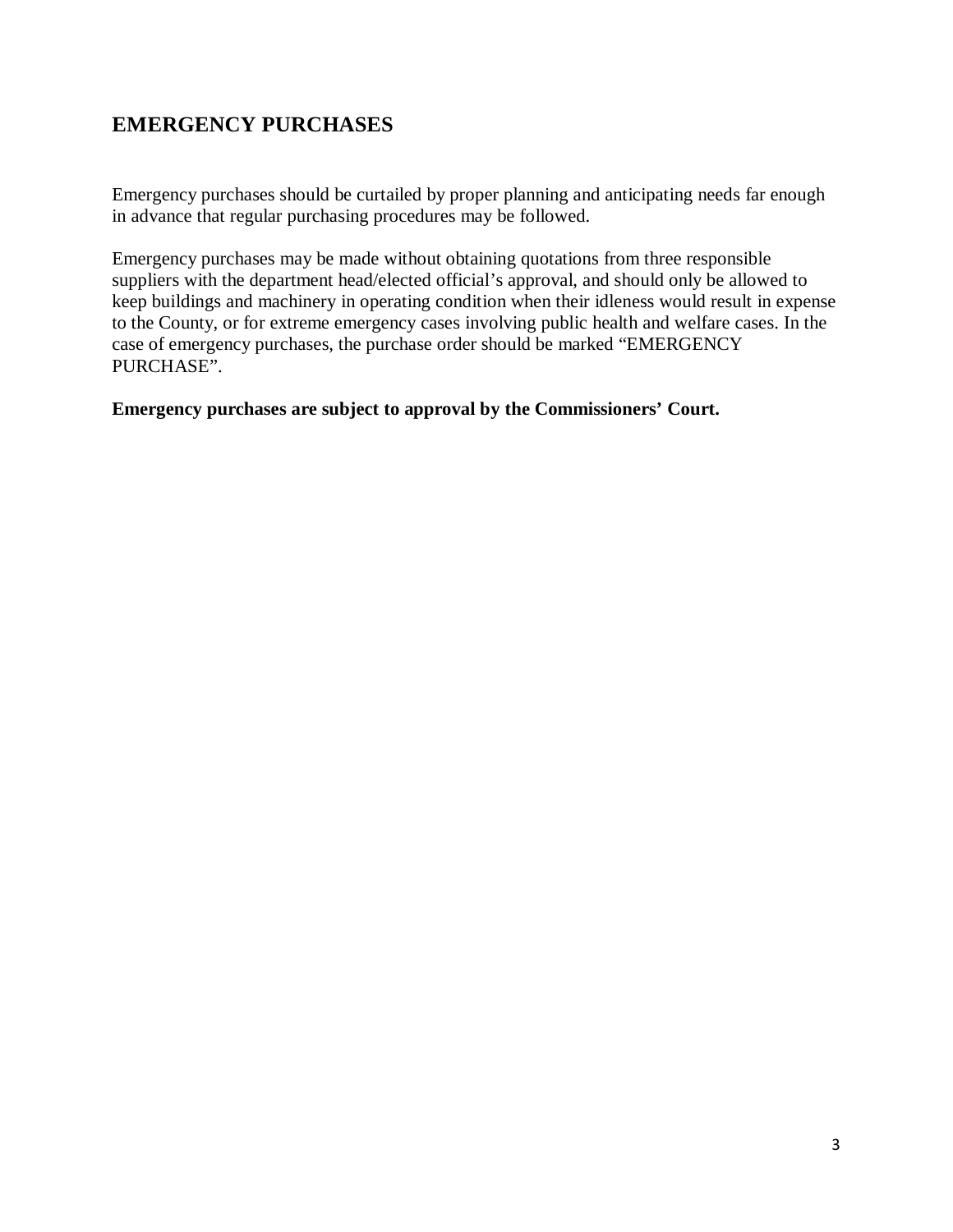## EMERGENCY PURCHASES

Emergency purchases should be curtailed by proper planning and anticipating needs far enough in advance that regular purchasing procedures may be followed.

Emergency purchases may be made without obtaining quotations from three responsible suppliers with the department head/elected official's approval, and should only be allowed to keep buildings and machinery in operating condition when their idleness would result in expense to the County, or for extreme emergency cases involving public health and welfare cases. In the case of emergency purchases, the purchase order should be marked "EMERGENCY PURCHASE".

**Emergency purchases are subject to approval by the Commissioners' Court.**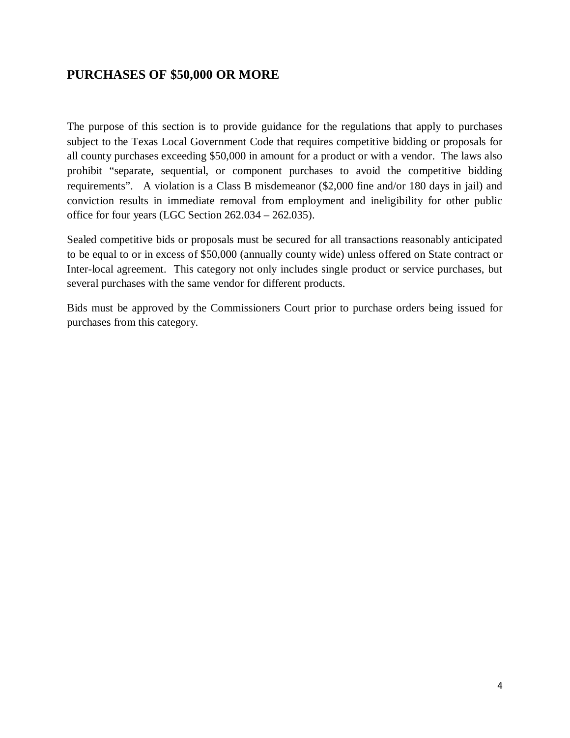## PURCHASES OF $50,000 OR MORE

The purpose of this section is to provide guidance for the regulations that apply to purchases subject to the Texas Local Government Code that requires competitive bidding or proposals for all county purchases exceeding $50,000 in amount for a product or with a vendor. The laws also prohibit "separate, sequential, or component purchases to avoid the competitive bidding requirements". A violation is a Class B misdemeanor ($2,000 fine and/or 180 days in jail) and conviction results in immediate removal from employment and ineligibility for other public office for four years (LGC Section 262.034 – 262.035).

Sealed competitive bids or proposals must be secured for all transactions reasonably anticipated to be equal to or in excess of $50,000 (annually county wide) unless offered on State contract or Inter-local agreement. This category not only includes single product or service purchases, but several purchases with the same vendor for different products.

Bids must be approved by the Commissioners Court prior to purchase orders being issued for purchases from this category.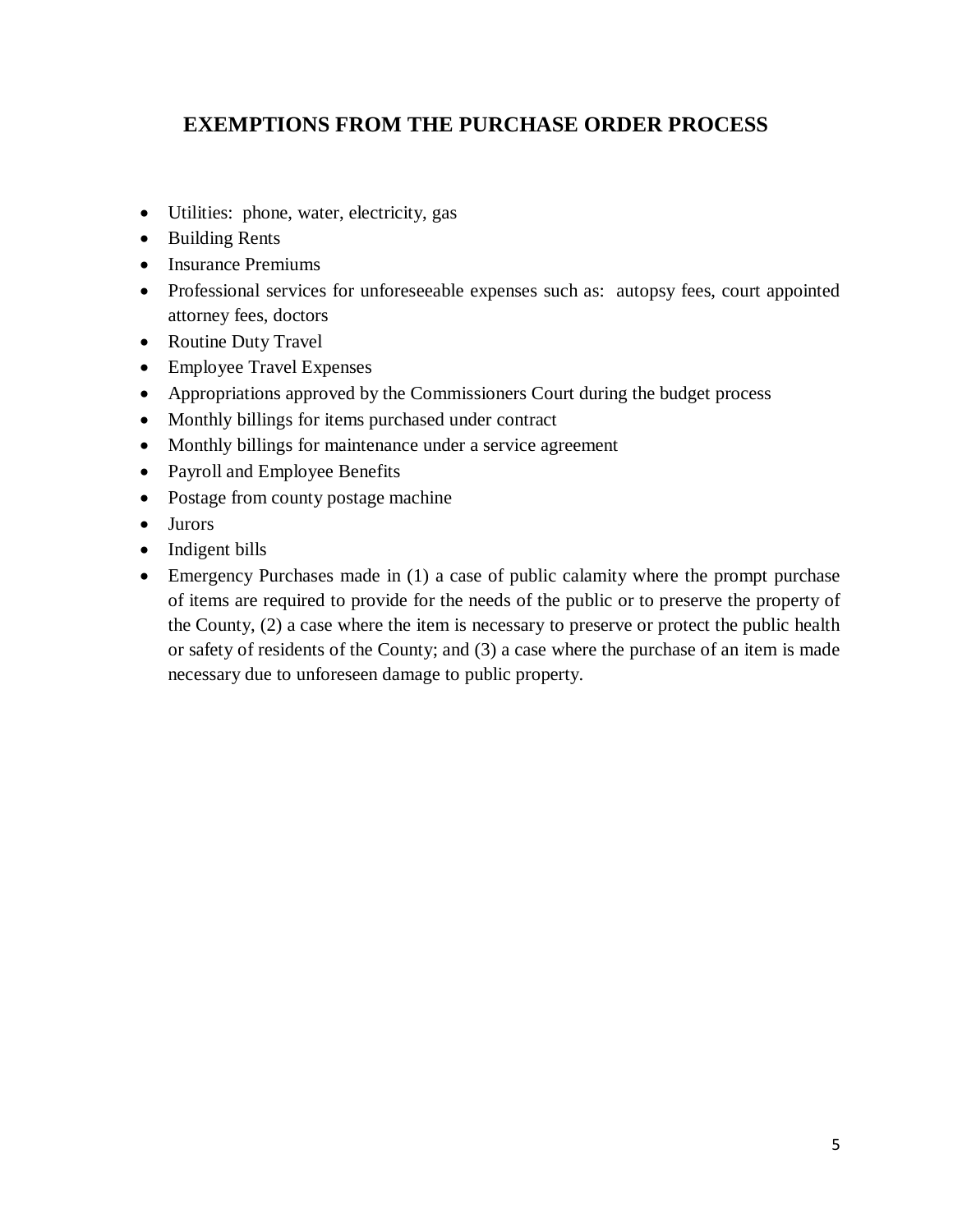# EXEMPTIONS FROM THE PURCHASE ORDER PROCESS

- Utilities: phone, water, electricity, gas
- Building Rents
- Insurance Premiums
- Professional services for unforeseeable expenses such as: autopsy fees, court appointed attorney fees, doctors
- Routine Duty Travel
- Employee Travel Expenses
- Appropriations approved by the Commissioners Court during the budget process
- Monthly billings for items purchased under contract
- Monthly billings for maintenance under a service agreement
- Payroll and Employee Benefits
- Postage from county postage machine
- Jurors
- Indigent bills
- Emergency Purchases made in (1) a case of public calamity where the prompt purchase of items are required to provide for the needs of the public or to preserve the property of the County, (2) a case where the item is necessary to preserve or protect the public health or safety of residents of the County; and (3) a case where the purchase of an item is made necessary due to unforeseen damage to public property.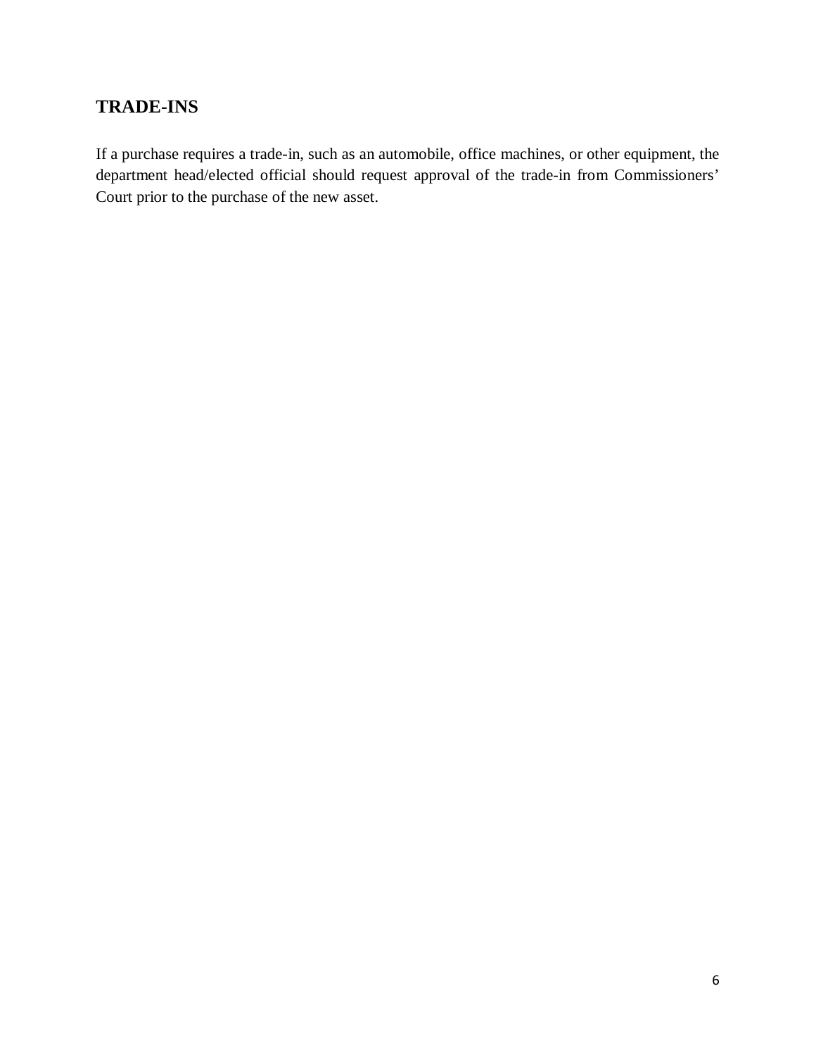## TRADE-INS

If a purchase requires a trade-in, such as an automobile, office machines, or other equipment, the department head/elected official should request approval of the trade-in from Commissioners' Court prior to the purchase of the new asset.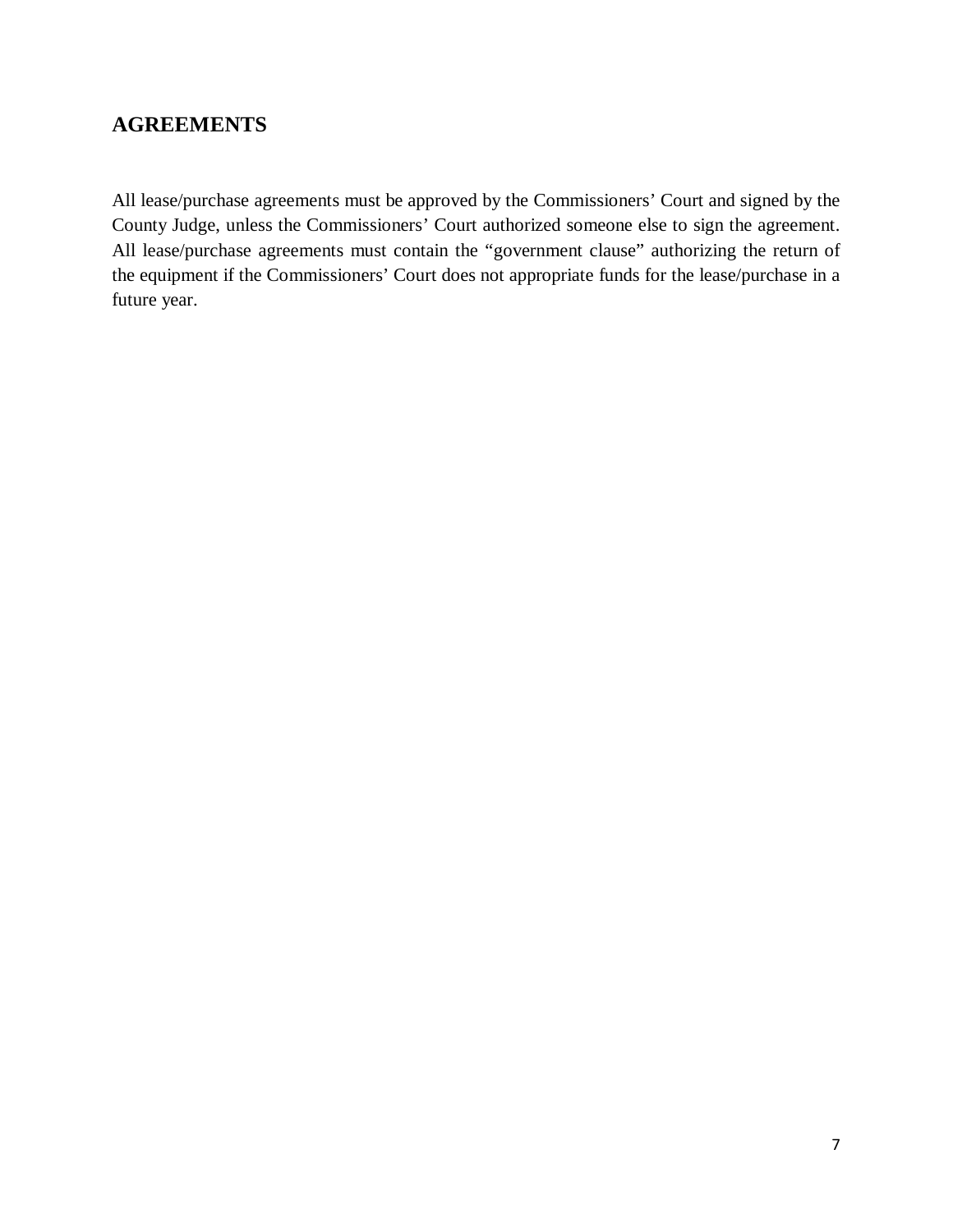## AGREEMENTS

All lease/purchase agreements must be approved by the Commissioners' Court and signed by the County Judge, unless the Commissioners' Court authorized someone else to sign the agreement. All lease/purchase agreements must contain the "government clause" authorizing the return of the equipment if the Commissioners' Court does not appropriate funds for the lease/purchase in a future year.